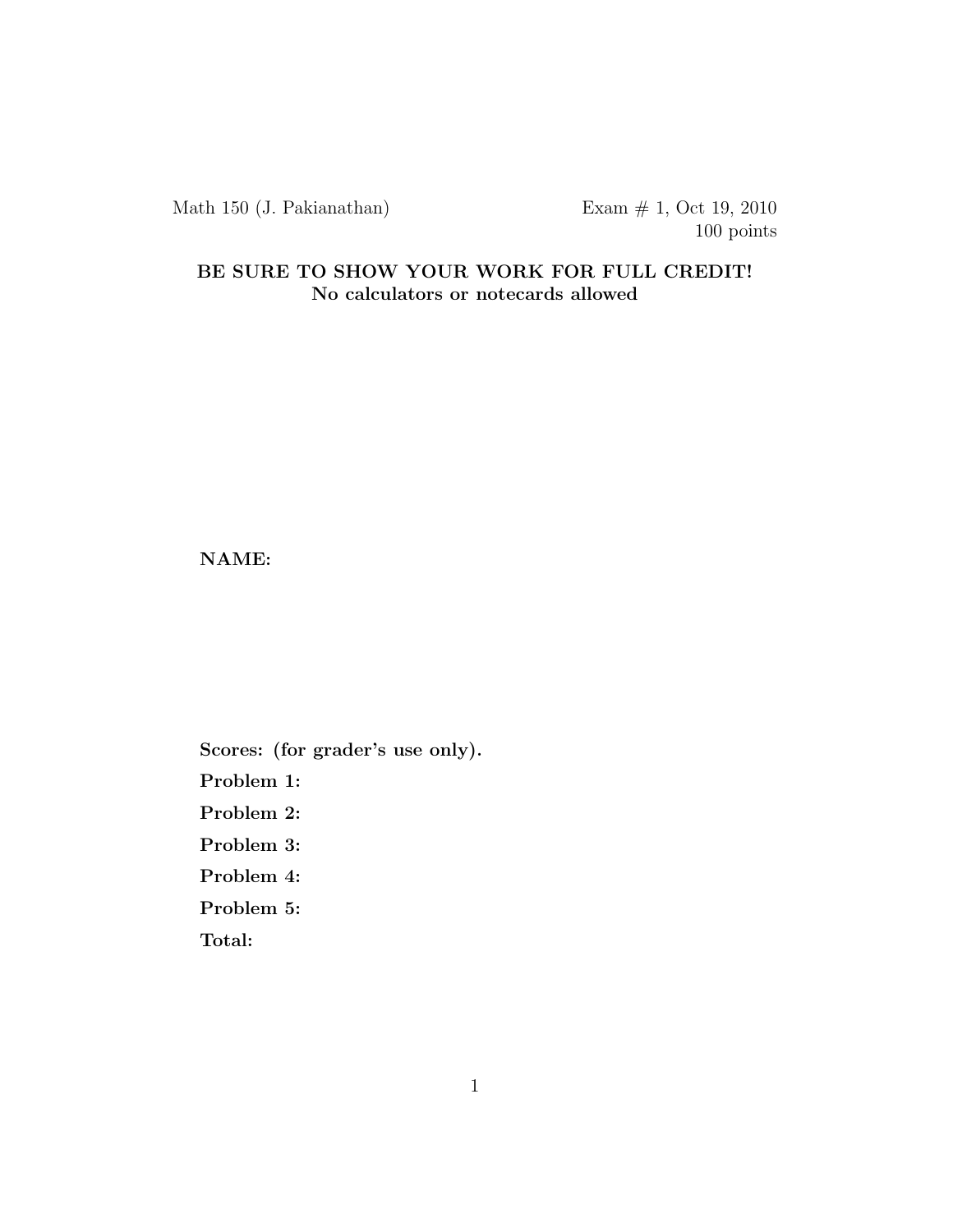Math 150 (J. Pakianathan) Exam # 1, Oct 19, 2010
100 points

**BE SURE TO SHOW YOUR WORK FOR FULL CREDIT!**
**No calculators or notecards allowed**

**NAME:**

**Scores: (for grader's use only).**

**Problem 1:**

**Problem 2:**

**Problem 3:**

**Problem 4:**

**Problem 5:**

**Total:**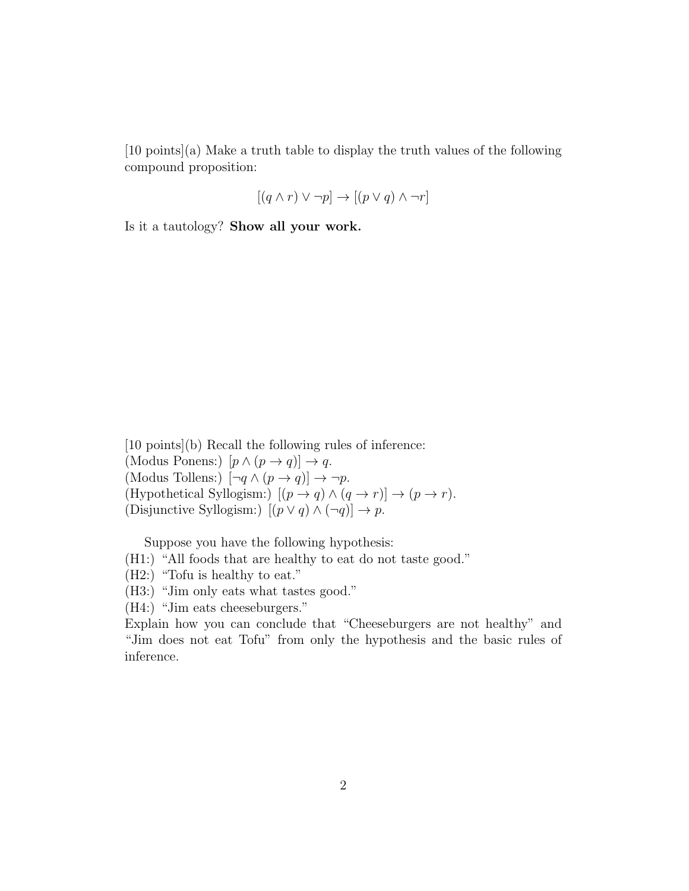[10 points](a) Make a truth table to display the truth values of the following compound proposition:

$$[(q \wedge r) \vee \neg p] \rightarrow [(p \vee q) \wedge \neg r]$$

Is it a tautology? **Show all your work.**

[10 points](b) Recall the following rules of inference:
(Modus Ponens:) $[p \wedge (p \rightarrow q)] \rightarrow q$.
(Modus Tollens:) $[\neg q \wedge (p \rightarrow q)] \rightarrow \neg p$.
(Hypothetical Syllogism:) $[(p \rightarrow q) \wedge (q \rightarrow r)] \rightarrow (p \rightarrow r)$.
(Disjunctive Syllogism:) $[(p \vee q) \wedge (\neg q)] \rightarrow p$.

Suppose you have the following hypothesis:
(H1:) "All foods that are healthy to eat do not taste good."
(H2:) "Tofu is healthy to eat."
(H3:) "Jim only eats what tastes good."
(H4:) "Jim eats cheeseburgers."
Explain how you can conclude that "Cheeseburgers are not healthy" and "Jim does not eat Tofu" from only the hypothesis and the basic rules of inference.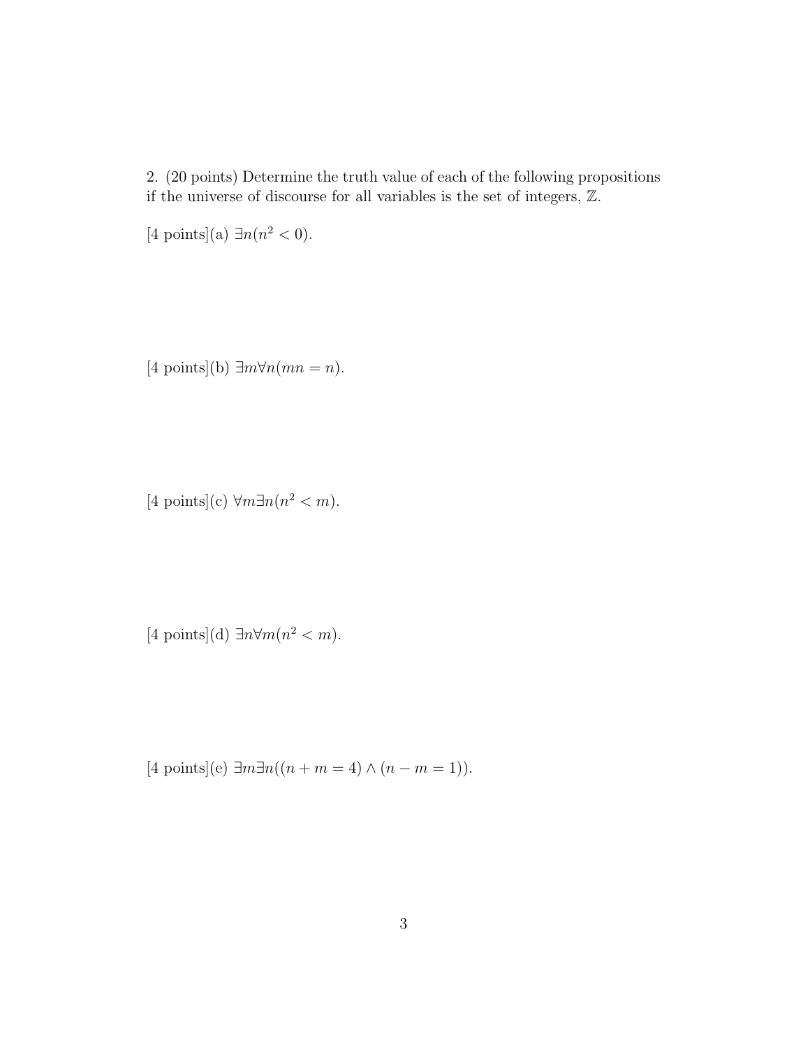2. (20 points) Determine the truth value of each of the following propositions if the universe of discourse for all variables is the set of integers, $\mathbb{Z}$.

[4 points](a) $\exists n(n^2 < 0)$.

[4 points](b) $\exists m \forall n(mn = n)$.

[4 points](c) $\forall m \exists n(n^2 < m)$.

[4 points](d) $\exists n \forall m(n^2 < m)$.

[4 points](e) $\exists m \exists n((n + m = 4) \wedge (n - m = 1))$.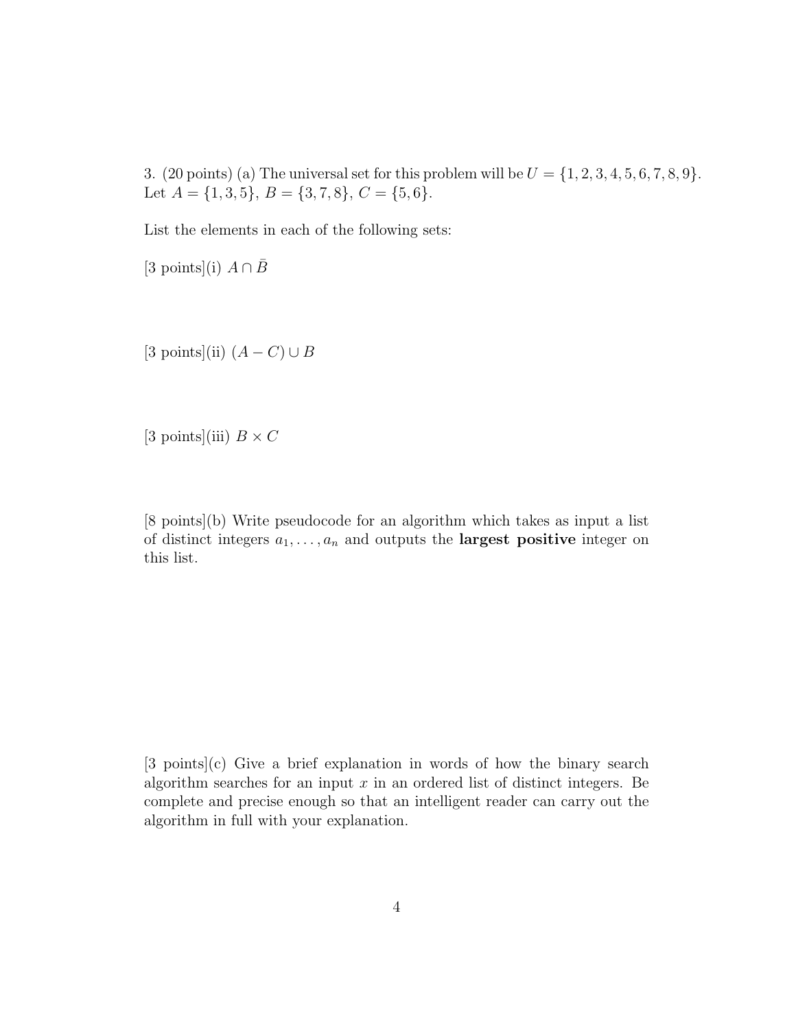3. (20 points) (a) The universal set for this problem will be $U = \{1, 2, 3, 4, 5, 6, 7, 8, 9\}$. Let $A = \{1, 3, 5\}$, $B = \{3, 7, 8\}$, $C = \{5, 6\}$.

List the elements in each of the following sets:

[3 points](i) $A \cap \bar{B}$

[3 points](ii) $(A - C) \cup B$

[3 points](iii) $B \times C$

[8 points](b) Write pseudocode for an algorithm which takes as input a list of distinct integers $a_1, \ldots, a_n$ and outputs the **largest positive** integer on this list.

[3 points](c) Give a brief explanation in words of how the binary search algorithm searches for an input $x$ in an ordered list of distinct integers. Be complete and precise enough so that an intelligent reader can carry out the algorithm in full with your explanation.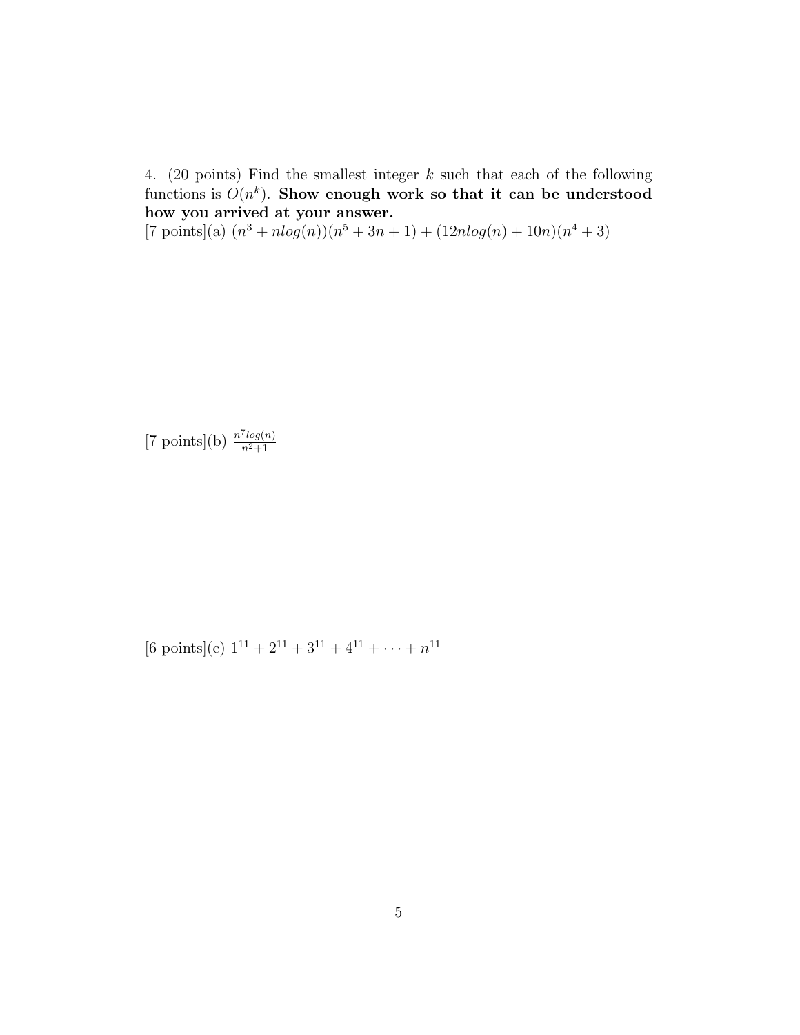4. (20 points) Find the smallest integer $k$ such that each of the following functions is $O(n^k)$. **Show enough work so that it can be understood how you arrived at your answer.**

[7 points](a) $(n^3 + nlog(n))(n^5 + 3n + 1) + (12nlog(n) + 10n)(n^4 + 3)$

[7 points](b) $\frac{n^7 log(n)}{n^2+1}$

[6 points](c) $1^{11} + 2^{11} + 3^{11} + 4^{11} + \cdots + n^{11}$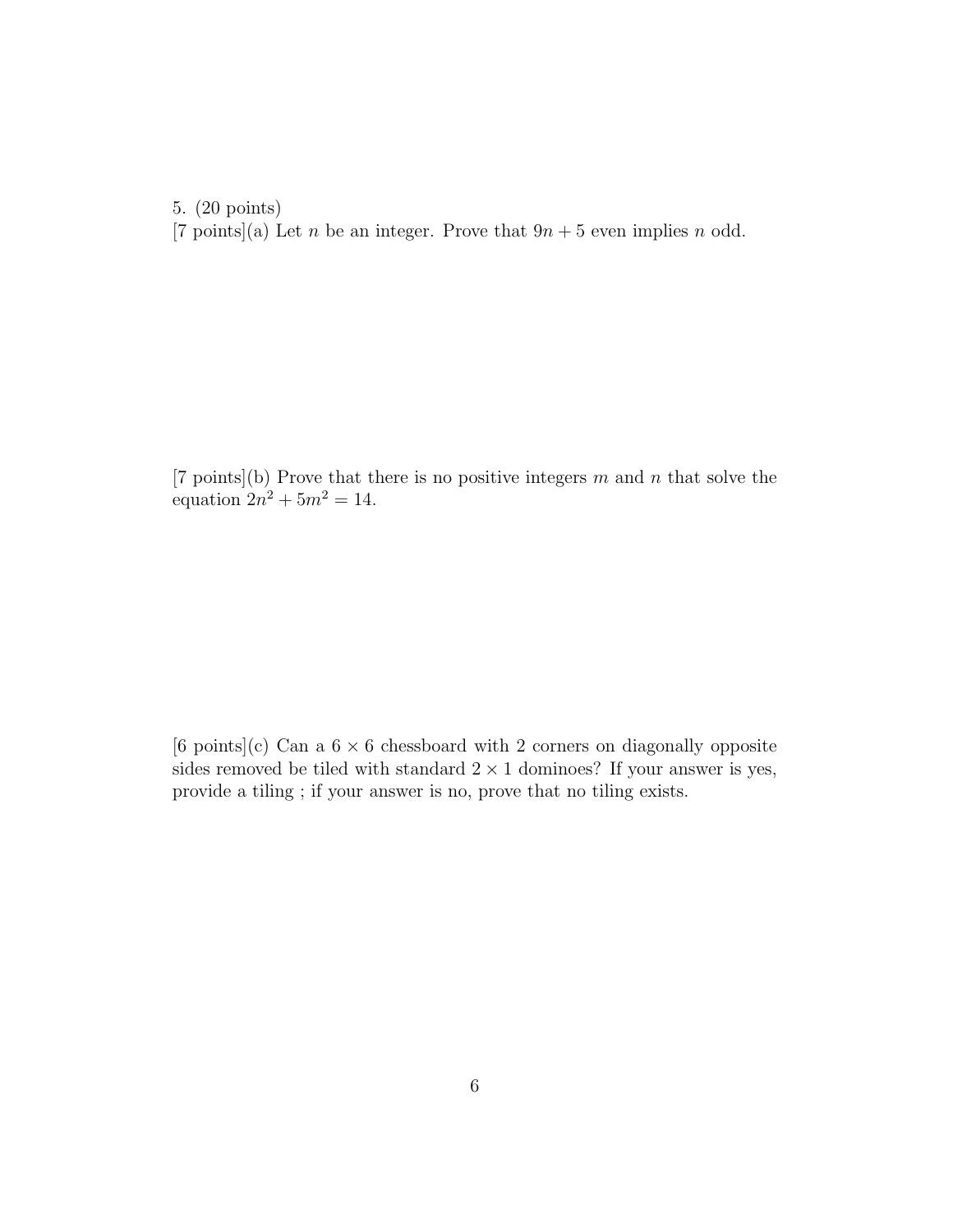5. (20 points)

[7 points](a) Let $n$ be an integer. Prove that $9n + 5$ even implies $n$ odd.

[7 points](b) Prove that there is no positive integers $m$ and $n$ that solve the equation $2n^2 + 5m^2 = 14$.

[6 points](c) Can a $6 \times 6$ chessboard with 2 corners on diagonally opposite sides removed be tiled with standard $2 \times 1$ dominoes? If your answer is yes, provide a tiling ; if your answer is no, prove that no tiling exists.